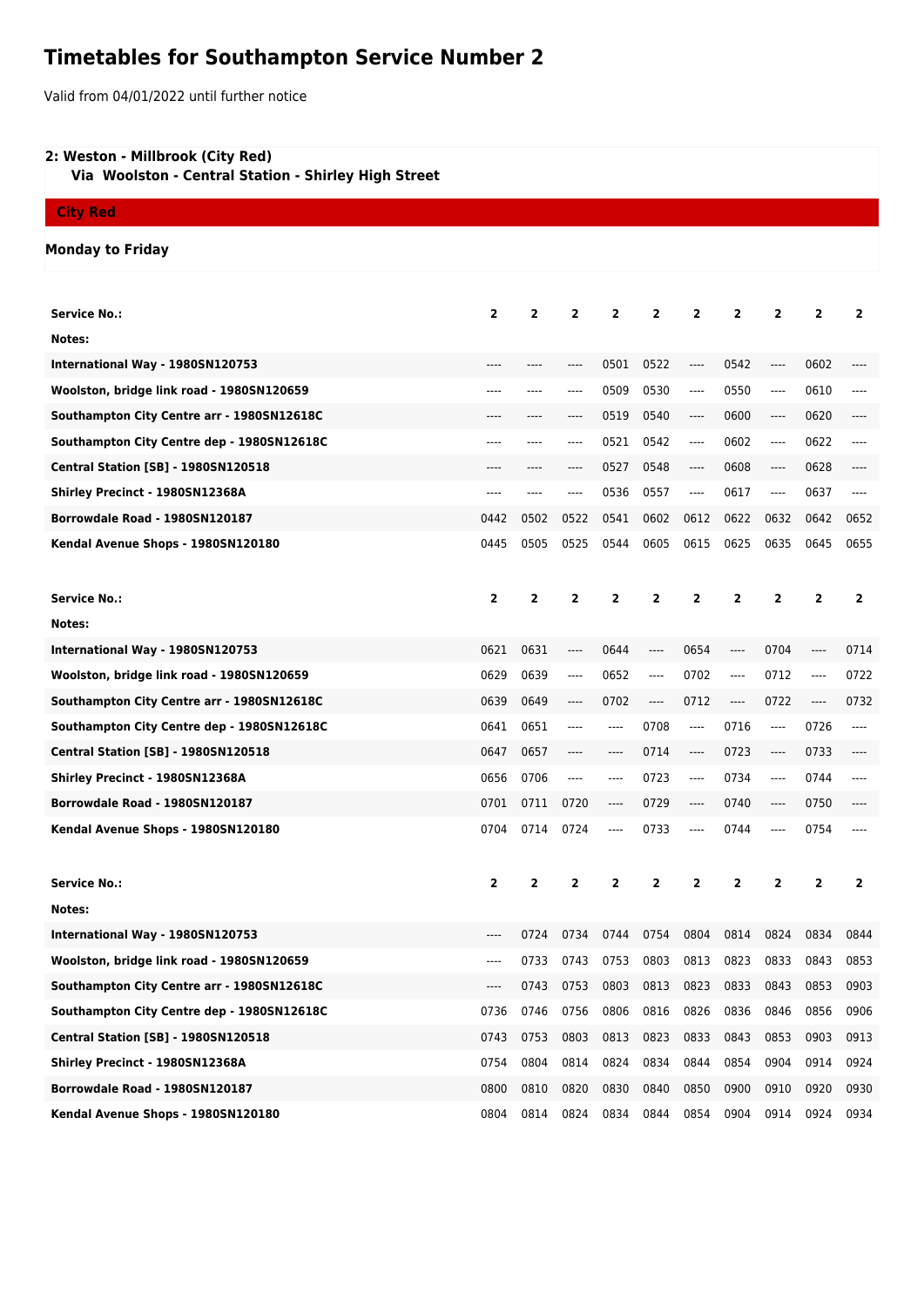# Timetables for Southampton Service Number 2

Valid from 04/01/2022 until further notice

## 2: Weston - Millbrook (City Red)

### Via Woolston - Central Station - Shirley High Street

**City Red**

**Monday to Friday**

| Service No.: | 2 | 2 | 2 | 2 | 2 | 2 | 2 | 2 | 2 | 2 |
|---|---|---|---|---|---|---|---|---|---|---|
| Notes: | | | | | | | | | | |
| International Way - 1980SN120753 | ---- | ---- | ---- | 0501 | 0522 | ---- | 0542 | ---- | 0602 | ---- |
| Woolston, bridge link road - 1980SN120659 | ---- | ---- | ---- | 0509 | 0530 | ---- | 0550 | ---- | 0610 | ---- |
| Southampton City Centre arr - 1980SN12618C | ---- | ---- | ---- | 0519 | 0540 | ---- | 0600 | ---- | 0620 | ---- |
| Southampton City Centre dep - 1980SN12618C | ---- | ---- | ---- | 0521 | 0542 | ---- | 0602 | ---- | 0622 | ---- |
| Central Station [SB] - 1980SN120518 | ---- | ---- | ---- | 0527 | 0548 | ---- | 0608 | ---- | 0628 | ---- |
| Shirley Precinct - 1980SN12368A | ---- | ---- | ---- | 0536 | 0557 | ---- | 0617 | ---- | 0637 | ---- |
| Borrowdale Road - 1980SN120187 | 0442 | 0502 | 0522 | 0541 | 0602 | 0612 | 0622 | 0632 | 0642 | 0652 |
| Kendal Avenue Shops - 1980SN120180 | 0445 | 0505 | 0525 | 0544 | 0605 | 0615 | 0625 | 0635 | 0645 | 0655 |

| Service No.: | 2 | 2 | 2 | 2 | 2 | 2 | 2 | 2 | 2 | 2 |
|---|---|---|---|---|---|---|---|---|---|---|
| Notes: | | | | | | | | | | |
| International Way - 1980SN120753 | 0621 | 0631 | ---- | 0644 | ---- | 0654 | ---- | 0704 | ---- | 0714 |
| Woolston, bridge link road - 1980SN120659 | 0629 | 0639 | ---- | 0652 | ---- | 0702 | ---- | 0712 | ---- | 0722 |
| Southampton City Centre arr - 1980SN12618C | 0639 | 0649 | ---- | 0702 | ---- | 0712 | ---- | 0722 | ---- | 0732 |
| Southampton City Centre dep - 1980SN12618C | 0641 | 0651 | ---- | ---- | 0708 | ---- | 0716 | ---- | 0726 | ---- |
| Central Station [SB] - 1980SN120518 | 0647 | 0657 | ---- | ---- | 0714 | ---- | 0723 | ---- | 0733 | ---- |
| Shirley Precinct - 1980SN12368A | 0656 | 0706 | ---- | ---- | 0723 | ---- | 0734 | ---- | 0744 | ---- |
| Borrowdale Road - 1980SN120187 | 0701 | 0711 | 0720 | ---- | 0729 | ---- | 0740 | ---- | 0750 | ---- |
| Kendal Avenue Shops - 1980SN120180 | 0704 | 0714 | 0724 | ---- | 0733 | ---- | 0744 | ---- | 0754 | ---- |

| Service No.: | 2 | 2 | 2 | 2 | 2 | 2 | 2 | 2 | 2 | 2 |
|---|---|---|---|---|---|---|---|---|---|---|
| Notes: | | | | | | | | | | |
| International Way - 1980SN120753 | ---- | 0724 | 0734 | 0744 | 0754 | 0804 | 0814 | 0824 | 0834 | 0844 |
| Woolston, bridge link road - 1980SN120659 | ---- | 0733 | 0743 | 0753 | 0803 | 0813 | 0823 | 0833 | 0843 | 0853 |
| Southampton City Centre arr - 1980SN12618C | ---- | 0743 | 0753 | 0803 | 0813 | 0823 | 0833 | 0843 | 0853 | 0903 |
| Southampton City Centre dep - 1980SN12618C | 0736 | 0746 | 0756 | 0806 | 0816 | 0826 | 0836 | 0846 | 0856 | 0906 |
| Central Station [SB] - 1980SN120518 | 0743 | 0753 | 0803 | 0813 | 0823 | 0833 | 0843 | 0853 | 0903 | 0913 |
| Shirley Precinct - 1980SN12368A | 0754 | 0804 | 0814 | 0824 | 0834 | 0844 | 0854 | 0904 | 0914 | 0924 |
| Borrowdale Road - 1980SN120187 | 0800 | 0810 | 0820 | 0830 | 0840 | 0850 | 0900 | 0910 | 0920 | 0930 |
| Kendal Avenue Shops - 1980SN120180 | 0804 | 0814 | 0824 | 0834 | 0844 | 0854 | 0904 | 0914 | 0924 | 0934 |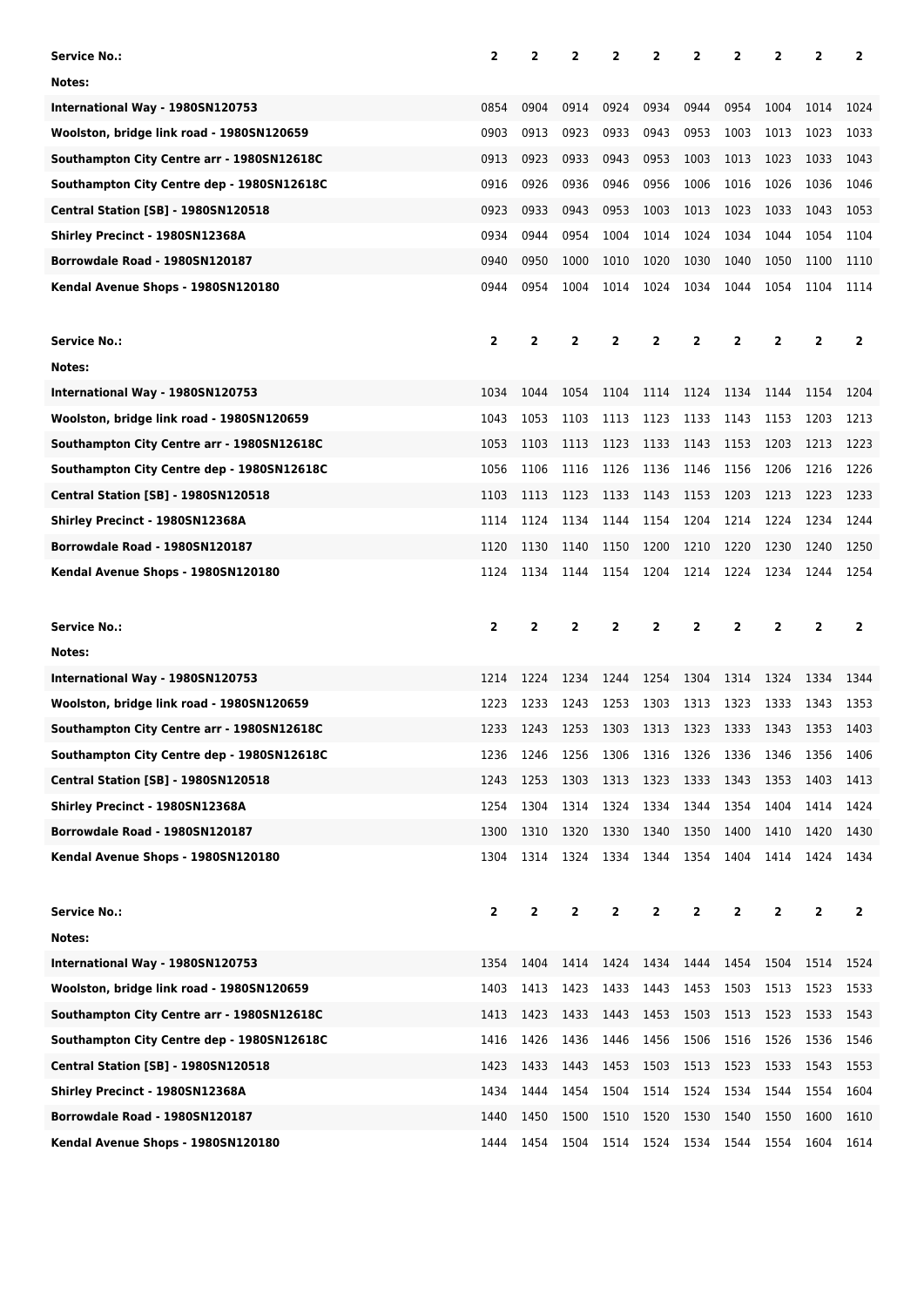| Service No.: | 2 | 2 | 2 | 2 | 2 | 2 | 2 | 2 | 2 | 2 |
|---|---|---|---|---|---|---|---|---|---|---|
| Notes: | | | | | | | | | | |
| International Way - 1980SN120753 | 0854 | 0904 | 0914 | 0924 | 0934 | 0944 | 0954 | 1004 | 1014 | 1024 |
| Woolston, bridge link road - 1980SN120659 | 0903 | 0913 | 0923 | 0933 | 0943 | 0953 | 1003 | 1013 | 1023 | 1033 |
| Southampton City Centre arr - 1980SN12618C | 0913 | 0923 | 0933 | 0943 | 0953 | 1003 | 1013 | 1023 | 1033 | 1043 |
| Southampton City Centre dep - 1980SN12618C | 0916 | 0926 | 0936 | 0946 | 0956 | 1006 | 1016 | 1026 | 1036 | 1046 |
| Central Station [SB] - 1980SN120518 | 0923 | 0933 | 0943 | 0953 | 1003 | 1013 | 1023 | 1033 | 1043 | 1053 |
| Shirley Precinct - 1980SN12368A | 0934 | 0944 | 0954 | 1004 | 1014 | 1024 | 1034 | 1044 | 1054 | 1104 |
| Borrowdale Road - 1980SN120187 | 0940 | 0950 | 1000 | 1010 | 1020 | 1030 | 1040 | 1050 | 1100 | 1110 |
| Kendal Avenue Shops - 1980SN120180 | 0944 | 0954 | 1004 | 1014 | 1024 | 1034 | 1044 | 1054 | 1104 | 1114 |

| Service No.: | 2 | 2 | 2 | 2 | 2 | 2 | 2 | 2 | 2 | 2 |
|---|---|---|---|---|---|---|---|---|---|---|
| Notes: | | | | | | | | | | |
| International Way - 1980SN120753 | 1034 | 1044 | 1054 | 1104 | 1114 | 1124 | 1134 | 1144 | 1154 | 1204 |
| Woolston, bridge link road - 1980SN120659 | 1043 | 1053 | 1103 | 1113 | 1123 | 1133 | 1143 | 1153 | 1203 | 1213 |
| Southampton City Centre arr - 1980SN12618C | 1053 | 1103 | 1113 | 1123 | 1133 | 1143 | 1153 | 1203 | 1213 | 1223 |
| Southampton City Centre dep - 1980SN12618C | 1056 | 1106 | 1116 | 1126 | 1136 | 1146 | 1156 | 1206 | 1216 | 1226 |
| Central Station [SB] - 1980SN120518 | 1103 | 1113 | 1123 | 1133 | 1143 | 1153 | 1203 | 1213 | 1223 | 1233 |
| Shirley Precinct - 1980SN12368A | 1114 | 1124 | 1134 | 1144 | 1154 | 1204 | 1214 | 1224 | 1234 | 1244 |
| Borrowdale Road - 1980SN120187 | 1120 | 1130 | 1140 | 1150 | 1200 | 1210 | 1220 | 1230 | 1240 | 1250 |
| Kendal Avenue Shops - 1980SN120180 | 1124 | 1134 | 1144 | 1154 | 1204 | 1214 | 1224 | 1234 | 1244 | 1254 |

| Service No.: | 2 | 2 | 2 | 2 | 2 | 2 | 2 | 2 | 2 | 2 |
|---|---|---|---|---|---|---|---|---|---|---|
| Notes: | | | | | | | | | | |
| International Way - 1980SN120753 | 1214 | 1224 | 1234 | 1244 | 1254 | 1304 | 1314 | 1324 | 1334 | 1344 |
| Woolston, bridge link road - 1980SN120659 | 1223 | 1233 | 1243 | 1253 | 1303 | 1313 | 1323 | 1333 | 1343 | 1353 |
| Southampton City Centre arr - 1980SN12618C | 1233 | 1243 | 1253 | 1303 | 1313 | 1323 | 1333 | 1343 | 1353 | 1403 |
| Southampton City Centre dep - 1980SN12618C | 1236 | 1246 | 1256 | 1306 | 1316 | 1326 | 1336 | 1346 | 1356 | 1406 |
| Central Station [SB] - 1980SN120518 | 1243 | 1253 | 1303 | 1313 | 1323 | 1333 | 1343 | 1353 | 1403 | 1413 |
| Shirley Precinct - 1980SN12368A | 1254 | 1304 | 1314 | 1324 | 1334 | 1344 | 1354 | 1404 | 1414 | 1424 |
| Borrowdale Road - 1980SN120187 | 1300 | 1310 | 1320 | 1330 | 1340 | 1350 | 1400 | 1410 | 1420 | 1430 |
| Kendal Avenue Shops - 1980SN120180 | 1304 | 1314 | 1324 | 1334 | 1344 | 1354 | 1404 | 1414 | 1424 | 1434 |

| Service No.: | 2 | 2 | 2 | 2 | 2 | 2 | 2 | 2 | 2 | 2 |
|---|---|---|---|---|---|---|---|---|---|---|
| Notes: | | | | | | | | | | |
| International Way - 1980SN120753 | 1354 | 1404 | 1414 | 1424 | 1434 | 1444 | 1454 | 1504 | 1514 | 1524 |
| Woolston, bridge link road - 1980SN120659 | 1403 | 1413 | 1423 | 1433 | 1443 | 1453 | 1503 | 1513 | 1523 | 1533 |
| Southampton City Centre arr - 1980SN12618C | 1413 | 1423 | 1433 | 1443 | 1453 | 1503 | 1513 | 1523 | 1533 | 1543 |
| Southampton City Centre dep - 1980SN12618C | 1416 | 1426 | 1436 | 1446 | 1456 | 1506 | 1516 | 1526 | 1536 | 1546 |
| Central Station [SB] - 1980SN120518 | 1423 | 1433 | 1443 | 1453 | 1503 | 1513 | 1523 | 1533 | 1543 | 1553 |
| Shirley Precinct - 1980SN12368A | 1434 | 1444 | 1454 | 1504 | 1514 | 1524 | 1534 | 1544 | 1554 | 1604 |
| Borrowdale Road - 1980SN120187 | 1440 | 1450 | 1500 | 1510 | 1520 | 1530 | 1540 | 1550 | 1600 | 1610 |
| Kendal Avenue Shops - 1980SN120180 | 1444 | 1454 | 1504 | 1514 | 1524 | 1534 | 1544 | 1554 | 1604 | 1614 |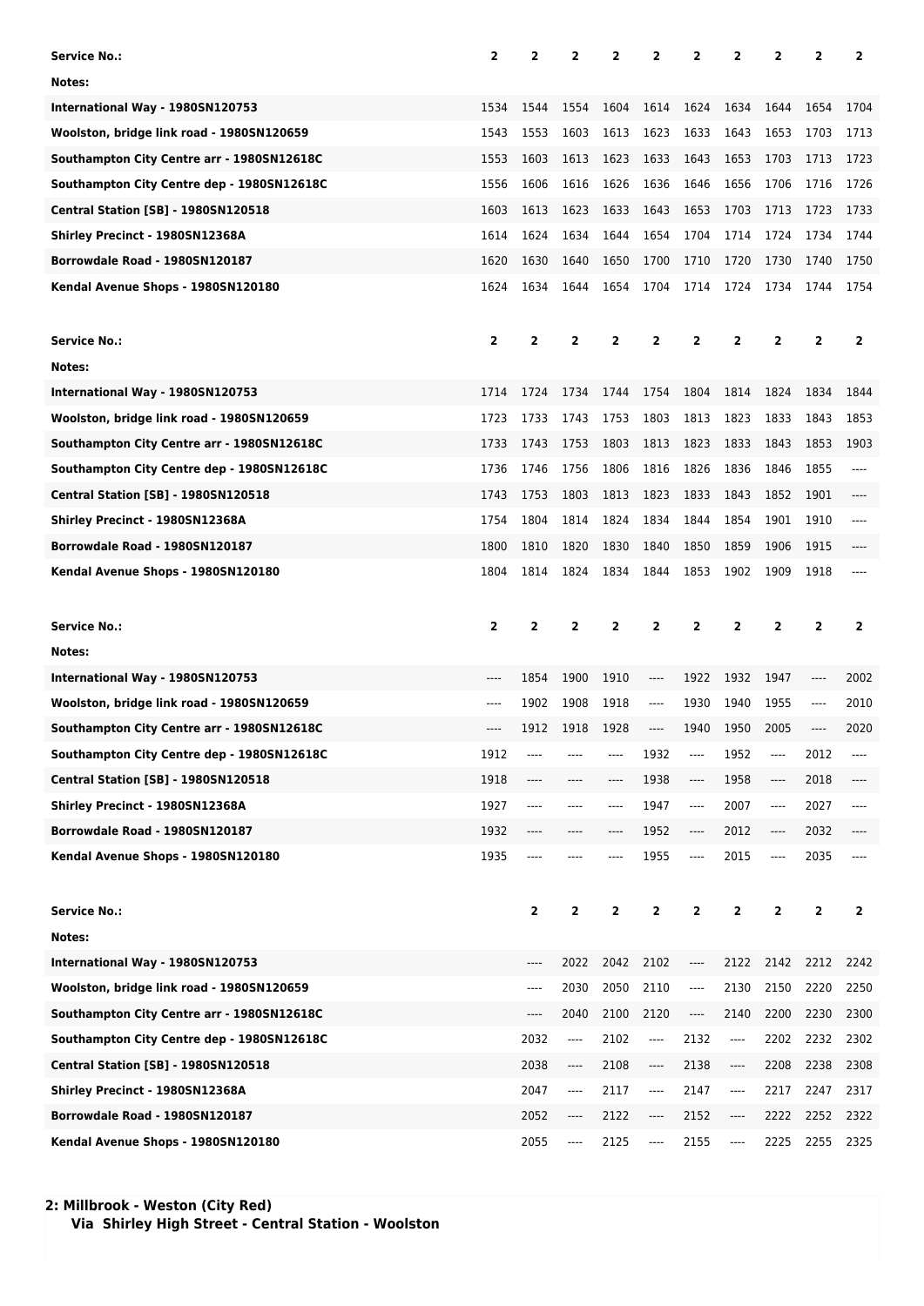| Service No.: | 2 | 2 | 2 | 2 | 2 | 2 | 2 | 2 | 2 | 2 |
|---|---|---|---|---|---|---|---|---|---|---|
| Notes: | | | | | | | | | | |
| International Way - 1980SN120753 | 1534 | 1544 | 1554 | 1604 | 1614 | 1624 | 1634 | 1644 | 1654 | 1704 |
| Woolston, bridge link road - 1980SN120659 | 1543 | 1553 | 1603 | 1613 | 1623 | 1633 | 1643 | 1653 | 1703 | 1713 |
| Southampton City Centre arr - 1980SN12618C | 1553 | 1603 | 1613 | 1623 | 1633 | 1643 | 1653 | 1703 | 1713 | 1723 |
| Southampton City Centre dep - 1980SN12618C | 1556 | 1606 | 1616 | 1626 | 1636 | 1646 | 1656 | 1706 | 1716 | 1726 |
| Central Station [SB] - 1980SN120518 | 1603 | 1613 | 1623 | 1633 | 1643 | 1653 | 1703 | 1713 | 1723 | 1733 |
| Shirley Precinct - 1980SN12368A | 1614 | 1624 | 1634 | 1644 | 1654 | 1704 | 1714 | 1724 | 1734 | 1744 |
| Borrowdale Road - 1980SN120187 | 1620 | 1630 | 1640 | 1650 | 1700 | 1710 | 1720 | 1730 | 1740 | 1750 |
| Kendal Avenue Shops - 1980SN120180 | 1624 | 1634 | 1644 | 1654 | 1704 | 1714 | 1724 | 1734 | 1744 | 1754 |

| Service No.: | 2 | 2 | 2 | 2 | 2 | 2 | 2 | 2 | 2 | 2 |
|---|---|---|---|---|---|---|---|---|---|---|
| Notes: | | | | | | | | | | |
| International Way - 1980SN120753 | 1714 | 1724 | 1734 | 1744 | 1754 | 1804 | 1814 | 1824 | 1834 | 1844 |
| Woolston, bridge link road - 1980SN120659 | 1723 | 1733 | 1743 | 1753 | 1803 | 1813 | 1823 | 1833 | 1843 | 1853 |
| Southampton City Centre arr - 1980SN12618C | 1733 | 1743 | 1753 | 1803 | 1813 | 1823 | 1833 | 1843 | 1853 | 1903 |
| Southampton City Centre dep - 1980SN12618C | 1736 | 1746 | 1756 | 1806 | 1816 | 1826 | 1836 | 1846 | 1855 | ---- |
| Central Station [SB] - 1980SN120518 | 1743 | 1753 | 1803 | 1813 | 1823 | 1833 | 1843 | 1852 | 1901 | ---- |
| Shirley Precinct - 1980SN12368A | 1754 | 1804 | 1814 | 1824 | 1834 | 1844 | 1854 | 1901 | 1910 | ---- |
| Borrowdale Road - 1980SN120187 | 1800 | 1810 | 1820 | 1830 | 1840 | 1850 | 1859 | 1906 | 1915 | ---- |
| Kendal Avenue Shops - 1980SN120180 | 1804 | 1814 | 1824 | 1834 | 1844 | 1853 | 1902 | 1909 | 1918 | ---- |

| Service No.: | 2 | 2 | 2 | 2 | 2 | 2 | 2 | 2 | 2 | 2 |
|---|---|---|---|---|---|---|---|---|---|---|
| Notes: | | | | | | | | | | |
| International Way - 1980SN120753 | ---- | 1854 | 1900 | 1910 | ---- | 1922 | 1932 | 1947 | ---- | 2002 |
| Woolston, bridge link road - 1980SN120659 | ---- | 1902 | 1908 | 1918 | ---- | 1930 | 1940 | 1955 | ---- | 2010 |
| Southampton City Centre arr - 1980SN12618C | ---- | 1912 | 1918 | 1928 | ---- | 1940 | 1950 | 2005 | ---- | 2020 |
| Southampton City Centre dep - 1980SN12618C | 1912 | ---- | ---- | ---- | 1932 | ---- | 1952 | ---- | 2012 | ---- |
| Central Station [SB] - 1980SN120518 | 1918 | ---- | ---- | ---- | 1938 | ---- | 1958 | ---- | 2018 | ---- |
| Shirley Precinct - 1980SN12368A | 1927 | ---- | ---- | ---- | 1947 | ---- | 2007 | ---- | 2027 | ---- |
| Borrowdale Road - 1980SN120187 | 1932 | ---- | ---- | ---- | 1952 | ---- | 2012 | ---- | 2032 | ---- |
| Kendal Avenue Shops - 1980SN120180 | 1935 | ---- | ---- | ---- | 1955 | ---- | 2015 | ---- | 2035 | ---- |

| Service No.: | 2 | 2 | 2 | 2 | 2 | 2 | 2 | 2 | 2 |
|---|---|---|---|---|---|---|---|---|---|
| Notes: | | | | | | | | | |
| International Way - 1980SN120753 | ---- | 2022 | 2042 | 2102 | ---- | 2122 | 2142 | 2212 | 2242 |
| Woolston, bridge link road - 1980SN120659 | ---- | 2030 | 2050 | 2110 | ---- | 2130 | 2150 | 2220 | 2250 |
| Southampton City Centre arr - 1980SN12618C | ---- | 2040 | 2100 | 2120 | ---- | 2140 | 2200 | 2230 | 2300 |
| Southampton City Centre dep - 1980SN12618C | 2032 | ---- | 2102 | ---- | 2132 | ---- | 2202 | 2232 | 2302 |
| Central Station [SB] - 1980SN120518 | 2038 | ---- | 2108 | ---- | 2138 | ---- | 2208 | 2238 | 2308 |
| Shirley Precinct - 1980SN12368A | 2047 | ---- | 2117 | ---- | 2147 | ---- | 2217 | 2247 | 2317 |
| Borrowdale Road - 1980SN120187 | 2052 | ---- | 2122 | ---- | 2152 | ---- | 2222 | 2252 | 2322 |
| Kendal Avenue Shops - 1980SN120180 | 2055 | ---- | 2125 | ---- | 2155 | ---- | 2225 | 2255 | 2325 |

**2: Millbrook - Weston (City Red)**
**Via Shirley High Street - Central Station - Woolston**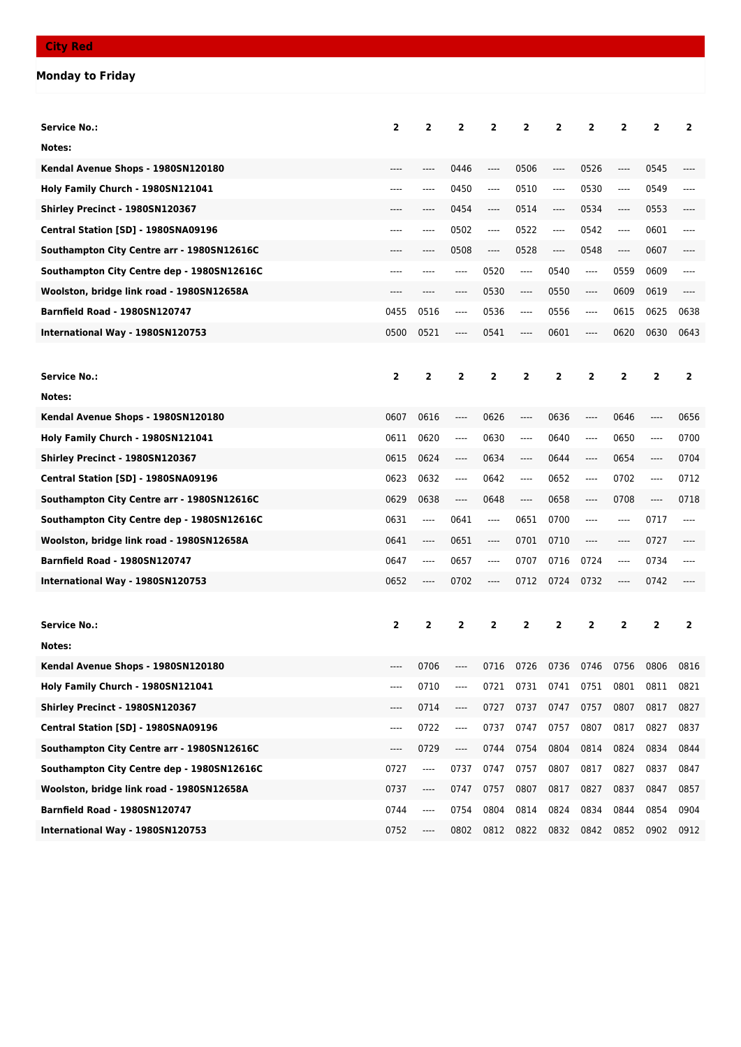## City Red

### Monday to Friday

| Service No.: | 2 | 2 | 2 | 2 | 2 | 2 | 2 | 2 | 2 | 2 |
|---|---|---|---|---|---|---|---|---|---|---|
| Notes: | | | | | | | | | | |
| Kendal Avenue Shops - 1980SN120180 | ---- | ---- | 0446 | ---- | 0506 | ---- | 0526 | ---- | 0545 | ---- |
| Holy Family Church - 1980SN121041 | ---- | ---- | 0450 | ---- | 0510 | ---- | 0530 | ---- | 0549 | ---- |
| Shirley Precinct - 1980SN120367 | ---- | ---- | 0454 | ---- | 0514 | ---- | 0534 | ---- | 0553 | ---- |
| Central Station [SD] - 1980SNA09196 | ---- | ---- | 0502 | ---- | 0522 | ---- | 0542 | ---- | 0601 | ---- |
| Southampton City Centre arr - 1980SN12616C | ---- | ---- | 0508 | ---- | 0528 | ---- | 0548 | ---- | 0607 | ---- |
| Southampton City Centre dep - 1980SN12616C | ---- | ---- | ---- | 0520 | ---- | 0540 | ---- | 0559 | 0609 | ---- |
| Woolston, bridge link road - 1980SN12658A | ---- | ---- | ---- | 0530 | ---- | 0550 | ---- | 0609 | 0619 | ---- |
| Barnfield Road - 1980SN120747 | 0455 | 0516 | ---- | 0536 | ---- | 0556 | ---- | 0615 | 0625 | 0638 |
| International Way - 1980SN120753 | 0500 | 0521 | ---- | 0541 | ---- | 0601 | ---- | 0620 | 0630 | 0643 |

| Service No.: | 2 | 2 | 2 | 2 | 2 | 2 | 2 | 2 | 2 | 2 |
|---|---|---|---|---|---|---|---|---|---|---|
| Notes: | | | | | | | | | | |
| Kendal Avenue Shops - 1980SN120180 | 0607 | 0616 | ---- | 0626 | ---- | 0636 | ---- | 0646 | ---- | 0656 |
| Holy Family Church - 1980SN121041 | 0611 | 0620 | ---- | 0630 | ---- | 0640 | ---- | 0650 | ---- | 0700 |
| Shirley Precinct - 1980SN120367 | 0615 | 0624 | ---- | 0634 | ---- | 0644 | ---- | 0654 | ---- | 0704 |
| Central Station [SD] - 1980SNA09196 | 0623 | 0632 | ---- | 0642 | ---- | 0652 | ---- | 0702 | ---- | 0712 |
| Southampton City Centre arr - 1980SN12616C | 0629 | 0638 | ---- | 0648 | ---- | 0658 | ---- | 0708 | ---- | 0718 |
| Southampton City Centre dep - 1980SN12616C | 0631 | ---- | 0641 | ---- | 0651 | 0700 | ---- | ---- | 0717 | ---- |
| Woolston, bridge link road - 1980SN12658A | 0641 | ---- | 0651 | ---- | 0701 | 0710 | ---- | ---- | 0727 | ---- |
| Barnfield Road - 1980SN120747 | 0647 | ---- | 0657 | ---- | 0707 | 0716 | 0724 | ---- | 0734 | ---- |
| International Way - 1980SN120753 | 0652 | ---- | 0702 | ---- | 0712 | 0724 | 0732 | ---- | 0742 | ---- |

| Service No.: | 2 | 2 | 2 | 2 | 2 | 2 | 2 | 2 | 2 | 2 |
|---|---|---|---|---|---|---|---|---|---|---|
| Notes: | | | | | | | | | | |
| Kendal Avenue Shops - 1980SN120180 | ---- | 0706 | ---- | 0716 | 0726 | 0736 | 0746 | 0756 | 0806 | 0816 |
| Holy Family Church - 1980SN121041 | ---- | 0710 | ---- | 0721 | 0731 | 0741 | 0751 | 0801 | 0811 | 0821 |
| Shirley Precinct - 1980SN120367 | ---- | 0714 | ---- | 0727 | 0737 | 0747 | 0757 | 0807 | 0817 | 0827 |
| Central Station [SD] - 1980SNA09196 | ---- | 0722 | ---- | 0737 | 0747 | 0757 | 0807 | 0817 | 0827 | 0837 |
| Southampton City Centre arr - 1980SN12616C | ---- | 0729 | ---- | 0744 | 0754 | 0804 | 0814 | 0824 | 0834 | 0844 |
| Southampton City Centre dep - 1980SN12616C | 0727 | ---- | 0737 | 0747 | 0757 | 0807 | 0817 | 0827 | 0837 | 0847 |
| Woolston, bridge link road - 1980SN12658A | 0737 | ---- | 0747 | 0757 | 0807 | 0817 | 0827 | 0837 | 0847 | 0857 |
| Barnfield Road - 1980SN120747 | 0744 | ---- | 0754 | 0804 | 0814 | 0824 | 0834 | 0844 | 0854 | 0904 |
| International Way - 1980SN120753 | 0752 | ---- | 0802 | 0812 | 0822 | 0832 | 0842 | 0852 | 0902 | 0912 |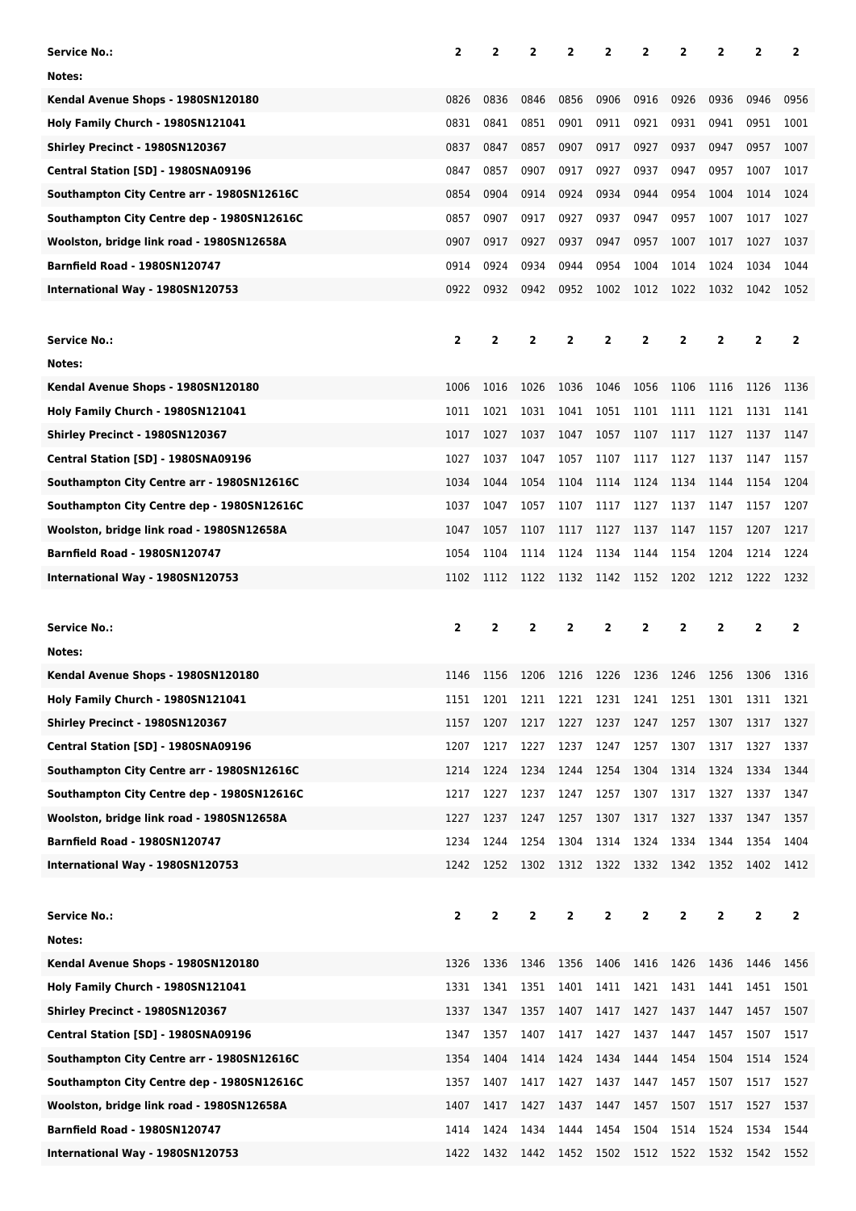| Service No.: | 2 | 2 | 2 | 2 | 2 | 2 | 2 | 2 | 2 | 2 |
|---|---|---|---|---|---|---|---|---|---|---|
| Notes: | | | | | | | | | | |
| Kendal Avenue Shops - 1980SN120180 | 0826 | 0836 | 0846 | 0856 | 0906 | 0916 | 0926 | 0936 | 0946 | 0956 |
| Holy Family Church - 1980SN121041 | 0831 | 0841 | 0851 | 0901 | 0911 | 0921 | 0931 | 0941 | 0951 | 1001 |
| Shirley Precinct - 1980SN120367 | 0837 | 0847 | 0857 | 0907 | 0917 | 0927 | 0937 | 0947 | 0957 | 1007 |
| Central Station [SD] - 1980SNA09196 | 0847 | 0857 | 0907 | 0917 | 0927 | 0937 | 0947 | 0957 | 1007 | 1017 |
| Southampton City Centre arr - 1980SN12616C | 0854 | 0904 | 0914 | 0924 | 0934 | 0944 | 0954 | 1004 | 1014 | 1024 |
| Southampton City Centre dep - 1980SN12616C | 0857 | 0907 | 0917 | 0927 | 0937 | 0947 | 0957 | 1007 | 1017 | 1027 |
| Woolston, bridge link road - 1980SN12658A | 0907 | 0917 | 0927 | 0937 | 0947 | 0957 | 1007 | 1017 | 1027 | 1037 |
| Barnfield Road - 1980SN120747 | 0914 | 0924 | 0934 | 0944 | 0954 | 1004 | 1014 | 1024 | 1034 | 1044 |
| International Way - 1980SN120753 | 0922 | 0932 | 0942 | 0952 | 1002 | 1012 | 1022 | 1032 | 1042 | 1052 |

| Service No.: | 2 | 2 | 2 | 2 | 2 | 2 | 2 | 2 | 2 | 2 |
|---|---|---|---|---|---|---|---|---|---|---|
| Notes: | | | | | | | | | | |
| Kendal Avenue Shops - 1980SN120180 | 1006 | 1016 | 1026 | 1036 | 1046 | 1056 | 1106 | 1116 | 1126 | 1136 |
| Holy Family Church - 1980SN121041 | 1011 | 1021 | 1031 | 1041 | 1051 | 1101 | 1111 | 1121 | 1131 | 1141 |
| Shirley Precinct - 1980SN120367 | 1017 | 1027 | 1037 | 1047 | 1057 | 1107 | 1117 | 1127 | 1137 | 1147 |
| Central Station [SD] - 1980SNA09196 | 1027 | 1037 | 1047 | 1057 | 1107 | 1117 | 1127 | 1137 | 1147 | 1157 |
| Southampton City Centre arr - 1980SN12616C | 1034 | 1044 | 1054 | 1104 | 1114 | 1124 | 1134 | 1144 | 1154 | 1204 |
| Southampton City Centre dep - 1980SN12616C | 1037 | 1047 | 1057 | 1107 | 1117 | 1127 | 1137 | 1147 | 1157 | 1207 |
| Woolston, bridge link road - 1980SN12658A | 1047 | 1057 | 1107 | 1117 | 1127 | 1137 | 1147 | 1157 | 1207 | 1217 |
| Barnfield Road - 1980SN120747 | 1054 | 1104 | 1114 | 1124 | 1134 | 1144 | 1154 | 1204 | 1214 | 1224 |
| International Way - 1980SN120753 | 1102 | 1112 | 1122 | 1132 | 1142 | 1152 | 1202 | 1212 | 1222 | 1232 |

| Service No.: | 2 | 2 | 2 | 2 | 2 | 2 | 2 | 2 | 2 | 2 |
|---|---|---|---|---|---|---|---|---|---|---|
| Notes: | | | | | | | | | | |
| Kendal Avenue Shops - 1980SN120180 | 1146 | 1156 | 1206 | 1216 | 1226 | 1236 | 1246 | 1256 | 1306 | 1316 |
| Holy Family Church - 1980SN121041 | 1151 | 1201 | 1211 | 1221 | 1231 | 1241 | 1251 | 1301 | 1311 | 1321 |
| Shirley Precinct - 1980SN120367 | 1157 | 1207 | 1217 | 1227 | 1237 | 1247 | 1257 | 1307 | 1317 | 1327 |
| Central Station [SD] - 1980SNA09196 | 1207 | 1217 | 1227 | 1237 | 1247 | 1257 | 1307 | 1317 | 1327 | 1337 |
| Southampton City Centre arr - 1980SN12616C | 1214 | 1224 | 1234 | 1244 | 1254 | 1304 | 1314 | 1324 | 1334 | 1344 |
| Southampton City Centre dep - 1980SN12616C | 1217 | 1227 | 1237 | 1247 | 1257 | 1307 | 1317 | 1327 | 1337 | 1347 |
| Woolston, bridge link road - 1980SN12658A | 1227 | 1237 | 1247 | 1257 | 1307 | 1317 | 1327 | 1337 | 1347 | 1357 |
| Barnfield Road - 1980SN120747 | 1234 | 1244 | 1254 | 1304 | 1314 | 1324 | 1334 | 1344 | 1354 | 1404 |
| International Way - 1980SN120753 | 1242 | 1252 | 1302 | 1312 | 1322 | 1332 | 1342 | 1352 | 1402 | 1412 |

| Service No.: | 2 | 2 | 2 | 2 | 2 | 2 | 2 | 2 | 2 | 2 |
|---|---|---|---|---|---|---|---|---|---|---|
| Notes: | | | | | | | | | | |
| Kendal Avenue Shops - 1980SN120180 | 1326 | 1336 | 1346 | 1356 | 1406 | 1416 | 1426 | 1436 | 1446 | 1456 |
| Holy Family Church - 1980SN121041 | 1331 | 1341 | 1351 | 1401 | 1411 | 1421 | 1431 | 1441 | 1451 | 1501 |
| Shirley Precinct - 1980SN120367 | 1337 | 1347 | 1357 | 1407 | 1417 | 1427 | 1437 | 1447 | 1457 | 1507 |
| Central Station [SD] - 1980SNA09196 | 1347 | 1357 | 1407 | 1417 | 1427 | 1437 | 1447 | 1457 | 1507 | 1517 |
| Southampton City Centre arr - 1980SN12616C | 1354 | 1404 | 1414 | 1424 | 1434 | 1444 | 1454 | 1504 | 1514 | 1524 |
| Southampton City Centre dep - 1980SN12616C | 1357 | 1407 | 1417 | 1427 | 1437 | 1447 | 1457 | 1507 | 1517 | 1527 |
| Woolston, bridge link road - 1980SN12658A | 1407 | 1417 | 1427 | 1437 | 1447 | 1457 | 1507 | 1517 | 1527 | 1537 |
| Barnfield Road - 1980SN120747 | 1414 | 1424 | 1434 | 1444 | 1454 | 1504 | 1514 | 1524 | 1534 | 1544 |
| International Way - 1980SN120753 | 1422 | 1432 | 1442 | 1452 | 1502 | 1512 | 1522 | 1532 | 1542 | 1552 |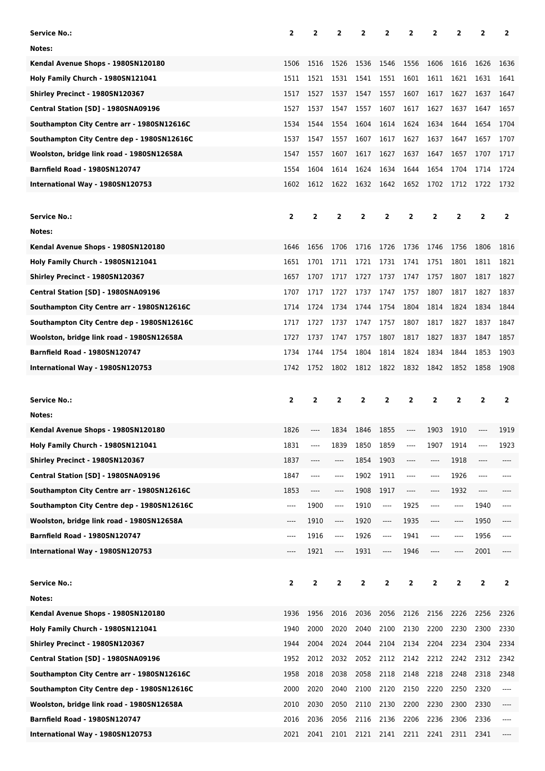| Service No.: | 2 | 2 | 2 | 2 | 2 | 2 | 2 | 2 | 2 | 2 |
|---|---|---|---|---|---|---|---|---|---|---|
| Notes: | | | | | | | | | | |
| Kendal Avenue Shops - 1980SN120180 | 1506 | 1516 | 1526 | 1536 | 1546 | 1556 | 1606 | 1616 | 1626 | 1636 |
| Holy Family Church - 1980SN121041 | 1511 | 1521 | 1531 | 1541 | 1551 | 1601 | 1611 | 1621 | 1631 | 1641 |
| Shirley Precinct - 1980SN120367 | 1517 | 1527 | 1537 | 1547 | 1557 | 1607 | 1617 | 1627 | 1637 | 1647 |
| Central Station [SD] - 1980SNA09196 | 1527 | 1537 | 1547 | 1557 | 1607 | 1617 | 1627 | 1637 | 1647 | 1657 |
| Southampton City Centre arr - 1980SN12616C | 1534 | 1544 | 1554 | 1604 | 1614 | 1624 | 1634 | 1644 | 1654 | 1704 |
| Southampton City Centre dep - 1980SN12616C | 1537 | 1547 | 1557 | 1607 | 1617 | 1627 | 1637 | 1647 | 1657 | 1707 |
| Woolston, bridge link road - 1980SN12658A | 1547 | 1557 | 1607 | 1617 | 1627 | 1637 | 1647 | 1657 | 1707 | 1717 |
| Barnfield Road - 1980SN120747 | 1554 | 1604 | 1614 | 1624 | 1634 | 1644 | 1654 | 1704 | 1714 | 1724 |
| International Way - 1980SN120753 | 1602 | 1612 | 1622 | 1632 | 1642 | 1652 | 1702 | 1712 | 1722 | 1732 |

| Service No.: | 2 | 2 | 2 | 2 | 2 | 2 | 2 | 2 | 2 | 2 |
|---|---|---|---|---|---|---|---|---|---|---|
| Notes: | | | | | | | | | | |
| Kendal Avenue Shops - 1980SN120180 | 1646 | 1656 | 1706 | 1716 | 1726 | 1736 | 1746 | 1756 | 1806 | 1816 |
| Holy Family Church - 1980SN121041 | 1651 | 1701 | 1711 | 1721 | 1731 | 1741 | 1751 | 1801 | 1811 | 1821 |
| Shirley Precinct - 1980SN120367 | 1657 | 1707 | 1717 | 1727 | 1737 | 1747 | 1757 | 1807 | 1817 | 1827 |
| Central Station [SD] - 1980SNA09196 | 1707 | 1717 | 1727 | 1737 | 1747 | 1757 | 1807 | 1817 | 1827 | 1837 |
| Southampton City Centre arr - 1980SN12616C | 1714 | 1724 | 1734 | 1744 | 1754 | 1804 | 1814 | 1824 | 1834 | 1844 |
| Southampton City Centre dep - 1980SN12616C | 1717 | 1727 | 1737 | 1747 | 1757 | 1807 | 1817 | 1827 | 1837 | 1847 |
| Woolston, bridge link road - 1980SN12658A | 1727 | 1737 | 1747 | 1757 | 1807 | 1817 | 1827 | 1837 | 1847 | 1857 |
| Barnfield Road - 1980SN120747 | 1734 | 1744 | 1754 | 1804 | 1814 | 1824 | 1834 | 1844 | 1853 | 1903 |
| International Way - 1980SN120753 | 1742 | 1752 | 1802 | 1812 | 1822 | 1832 | 1842 | 1852 | 1858 | 1908 |

| Service No.: | 2 | 2 | 2 | 2 | 2 | 2 | 2 | 2 | 2 | 2 |
|---|---|---|---|---|---|---|---|---|---|---|
| Notes: | | | | | | | | | | |
| Kendal Avenue Shops - 1980SN120180 | 1826 | ---- | 1834 | 1846 | 1855 | ---- | 1903 | 1910 | ---- | 1919 |
| Holy Family Church - 1980SN121041 | 1831 | ---- | 1839 | 1850 | 1859 | ---- | 1907 | 1914 | ---- | 1923 |
| Shirley Precinct - 1980SN120367 | 1837 | ---- | ---- | 1854 | 1903 | ---- | ---- | 1918 | ---- | ---- |
| Central Station [SD] - 1980SNA09196 | 1847 | ---- | ---- | 1902 | 1911 | ---- | ---- | 1926 | ---- | ---- |
| Southampton City Centre arr - 1980SN12616C | 1853 | ---- | ---- | 1908 | 1917 | ---- | ---- | 1932 | ---- | ---- |
| Southampton City Centre dep - 1980SN12616C | ---- | 1900 | ---- | 1910 | ---- | 1925 | ---- | ---- | 1940 | ---- |
| Woolston, bridge link road - 1980SN12658A | ---- | 1910 | ---- | 1920 | ---- | 1935 | ---- | ---- | 1950 | ---- |
| Barnfield Road - 1980SN120747 | ---- | 1916 | ---- | 1926 | ---- | 1941 | ---- | ---- | 1956 | ---- |
| International Way - 1980SN120753 | ---- | 1921 | ---- | 1931 | ---- | 1946 | ---- | ---- | 2001 | ---- |

| Service No.: | 2 | 2 | 2 | 2 | 2 | 2 | 2 | 2 | 2 | 2 |
|---|---|---|---|---|---|---|---|---|---|---|
| Notes: | | | | | | | | | | |
| Kendal Avenue Shops - 1980SN120180 | 1936 | 1956 | 2016 | 2036 | 2056 | 2126 | 2156 | 2226 | 2256 | 2326 |
| Holy Family Church - 1980SN121041 | 1940 | 2000 | 2020 | 2040 | 2100 | 2130 | 2200 | 2230 | 2300 | 2330 |
| Shirley Precinct - 1980SN120367 | 1944 | 2004 | 2024 | 2044 | 2104 | 2134 | 2204 | 2234 | 2304 | 2334 |
| Central Station [SD] - 1980SNA09196 | 1952 | 2012 | 2032 | 2052 | 2112 | 2142 | 2212 | 2242 | 2312 | 2342 |
| Southampton City Centre arr - 1980SN12616C | 1958 | 2018 | 2038 | 2058 | 2118 | 2148 | 2218 | 2248 | 2318 | 2348 |
| Southampton City Centre dep - 1980SN12616C | 2000 | 2020 | 2040 | 2100 | 2120 | 2150 | 2220 | 2250 | 2320 | ---- |
| Woolston, bridge link road - 1980SN12658A | 2010 | 2030 | 2050 | 2110 | 2130 | 2200 | 2230 | 2300 | 2330 | ---- |
| Barnfield Road - 1980SN120747 | 2016 | 2036 | 2056 | 2116 | 2136 | 2206 | 2236 | 2306 | 2336 | ---- |
| International Way - 1980SN120753 | 2021 | 2041 | 2101 | 2121 | 2141 | 2211 | 2241 | 2311 | 2341 | ---- |